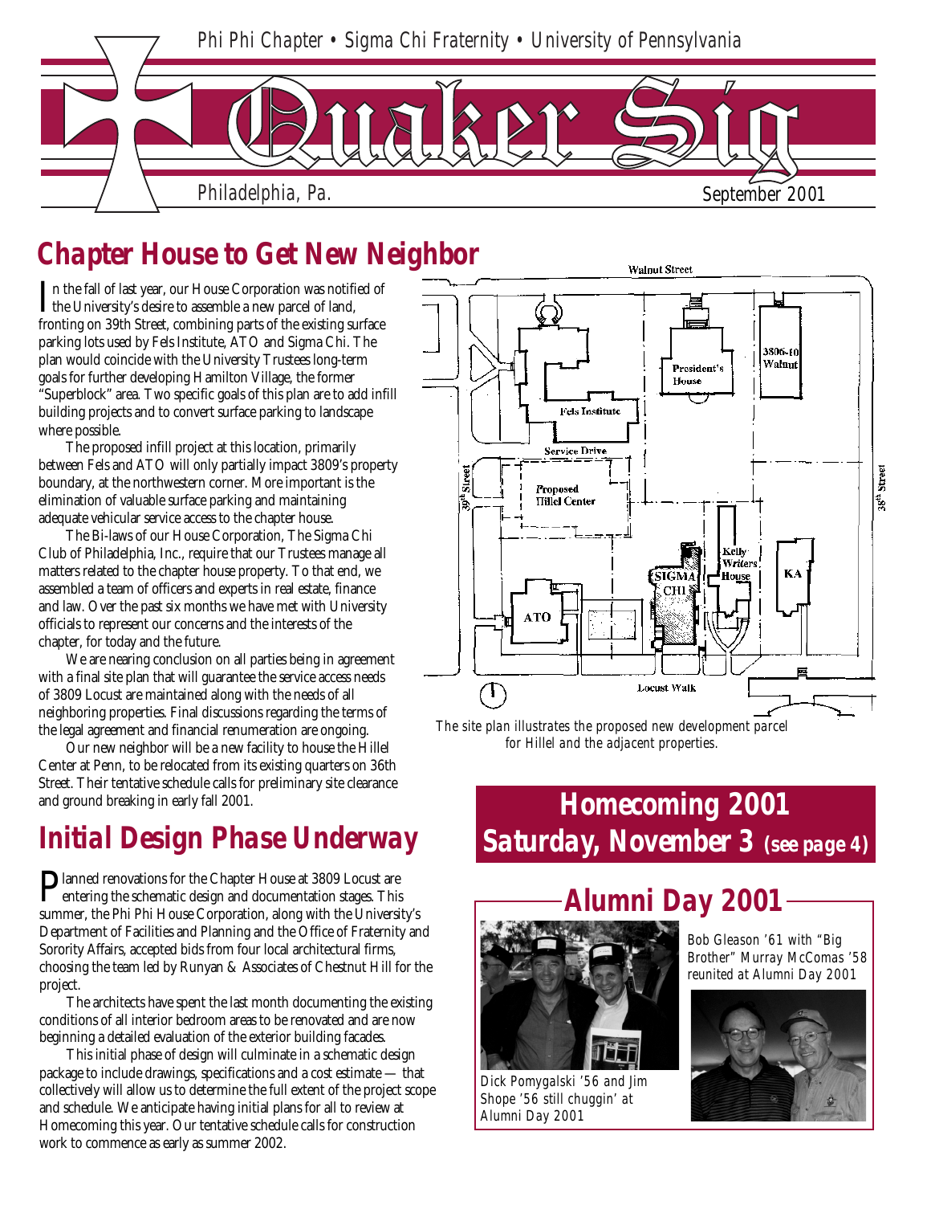Phi Phi Chapter • Sigma Chi Fraternity • University of Pennsylvania

# Quaker Sig

Philadelphia, Pa. September 2001

## Chapter House to Get New Neighbor

In the fall of last year, our House Corporation was notified of the University's desire to assemble a new parcel of land, fronting on 39th Street, combining parts of the existing surface parking lots used by Fels Institute, ATO and Sigma Chi. The plan would coincide with the University Trustees long-term goals for further developing Hamilton Village, the former "Superblock" area. Two specific goals of this plan are to add infill building projects and to convert surface parking to landscape where possible.

The proposed infill project at this location, primarily between Fels and ATO will only partially impact 3809's property boundary, at the northwestern corner. More important is the elimination of valuable surface parking and maintaining adequate vehicular service access to the chapter house.

The Bi-laws of our House Corporation, The Sigma Chi Club of Philadelphia, Inc., require that our Trustees manage all matters related to the chapter house property. To that end, we assembled a team of officers and experts in real estate, finance and law. Over the past six months we have met with University officials to represent our concerns and the interests of the chapter, for today and the future.

We are nearing conclusion on all parties being in agreement with a final site plan that will guarantee the service access needs of 3809 Locust are maintained along with the needs of all neighboring properties. Final discussions regarding the terms of the legal agreement and financial renumeration are ongoing.

Our new neighbor will be a new facility to house the Hillel Center at Penn, to be relocated from its existing quarters on 36th Street. Their tentative schedule calls for preliminary site clearance and ground breaking in early fall 2001.

Walnut Street · President's House · 3806-10 Walnut · Fels Institute · Service Drive · 39th Street · 38th Street · Proposed Hillel Center · Kelly Writers House · SIGMA CHI · KA · ATO · Locust Walk

*The site plan illustrates the proposed new development parcel for Hillel and the adjacent properties.*

## Initial Design Phase Underway

Planned renovations for the Chapter House at 3809 Locust are entering the schematic design and documentation stages. This summer, the Phi Phi House Corporation, along with the University's Department of Facilities and Planning and the Office of Fraternity and Sorority Affairs, accepted bids from four local architectural firms, choosing the team led by Runyan & Associates of Chestnut Hill for the project.

The architects have spent the last month documenting the existing conditions of all interior bedroom areas to be renovated and are now beginning a detailed evaluation of the exterior building facades.

This initial phase of design will culminate in a schematic design package to include drawings, specifications and a cost estimate — that collectively will allow us to determine the full extent of the project scope and schedule. We anticipate having initial plans for all to review at Homecoming this year. Our tentative schedule calls for construction work to commence as early as summer 2002.

## Homecoming 2001 Saturday, November 3 (see page 4)

## Alumni Day 2001

Dick Pomygalski '56 and Jim Shope '56 still chuggin' at Alumni Day 2001

Bob Gleason '61 with "Big Brother" Murray McComas '58 reunited at Alumni Day 2001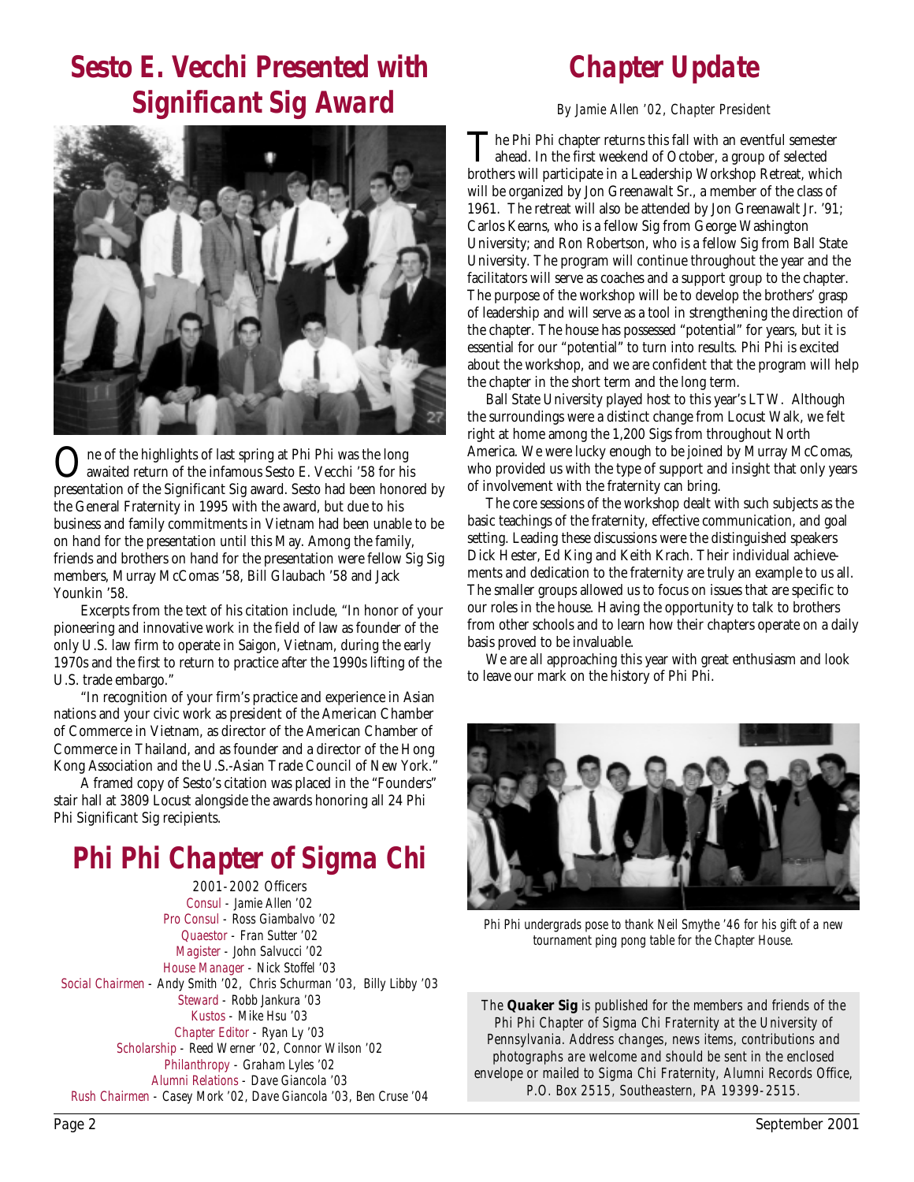# Sesto E. Vecchi Presented with Significant Sig Award

One of the highlights of last spring at Phi Phi was the long awaited return of the infamous Sesto E. Vecchi '58 for his presentation of the Significant Sig award. Sesto had been honored by the General Fraternity in 1995 with the award, but due to his business and family commitments in Vietnam had been unable to be on hand for the presentation until this May. Among the family, friends and brothers on hand for the presentation were fellow Sig Sig members, Murray McComas '58, Bill Glaubach '58 and Jack Younkin '58.

Excerpts from the text of his citation include, "In honor of your pioneering and innovative work in the field of law as founder of the only U.S. law firm to operate in Saigon, Vietnam, during the early 1970s and the first to return to practice after the 1990s lifting of the U.S. trade embargo."

"In recognition of your firm's practice and experience in Asian nations and your civic work as president of the American Chamber of Commerce in Vietnam, as director of the American Chamber of Commerce in Thailand, and as founder and a director of the Hong Kong Association and the U.S.-Asian Trade Council of New York."

A framed copy of Sesto's citation was placed in the "Founders" stair hall at 3809 Locust alongside the awards honoring all 24 Phi Phi Significant Sig recipients.

# Phi Phi Chapter of Sigma Chi

2001-2002 Officers

Consul - Jamie Allen '02
Pro Consul - Ross Giambalvo '02
Quaestor - Fran Sutter '02
Magister - John Salvucci '02
House Manager - Nick Stoffel '03
Social Chairmen - Andy Smith '02, Chris Schurman '03, Billy Libby '03
Steward - Robb Jankura '03
Kustos - Mike Hsu '03
Chapter Editor - Ryan Ly '03
Scholarship - Reed Werner '02, Connor Wilson '02
Philanthropy - Graham Lyles '02
Alumni Relations - Dave Giancola '03
Rush Chairmen - Casey Mork '02, Dave Giancola '03, Ben Cruse '04

# Chapter Update

*By Jamie Allen '02, Chapter President*

The Phi Phi chapter returns this fall with an eventful semester ahead. In the first weekend of October, a group of selected brothers will participate in a Leadership Workshop Retreat, which will be organized by Jon Greenawalt Sr., a member of the class of 1961. The retreat will also be attended by Jon Greenawalt Jr. '91; Carlos Kearns, who is a fellow Sig from George Washington University; and Ron Robertson, who is a fellow Sig from Ball State University. The program will continue throughout the year and the facilitators will serve as coaches and a support group to the chapter. The purpose of the workshop will be to develop the brothers' grasp of leadership and will serve as a tool in strengthening the direction of the chapter. The house has possessed "potential" for years, but it is essential for our "potential" to turn into results. Phi Phi is excited about the workshop, and we are confident that the program will help the chapter in the short term and the long term.

Ball State University played host to this year's LTW. Although the surroundings were a distinct change from Locust Walk, we felt right at home among the 1,200 Sigs from throughout North America. We were lucky enough to be joined by Murray McComas, who provided us with the type of support and insight that only years of involvement with the fraternity can bring.

The core sessions of the workshop dealt with such subjects as the basic teachings of the fraternity, effective communication, and goal setting. Leading these discussions were the distinguished speakers Dick Hester, Ed King and Keith Krach. Their individual achievements and dedication to the fraternity are truly an example to us all. The smaller groups allowed us to focus on issues that are specific to our roles in the house. Having the opportunity to talk to brothers from other schools and to learn how their chapters operate on a daily basis proved to be invaluable.

We are all approaching this year with great enthusiasm and look to leave our mark on the history of Phi Phi.

*Phi Phi undergrads pose to thank Neil Smythe '46 for his gift of a new tournament ping pong table for the Chapter House.*

*The **Quaker Sig** is published for the members and friends of the Phi Phi Chapter of Sigma Chi Fraternity at the University of Pennsylvania. Address changes, news items, contributions and photographs are welcome and should be sent in the enclosed envelope or mailed to Sigma Chi Fraternity, Alumni Records Office, P.O. Box 2515, Southeastern, PA 19399-2515.*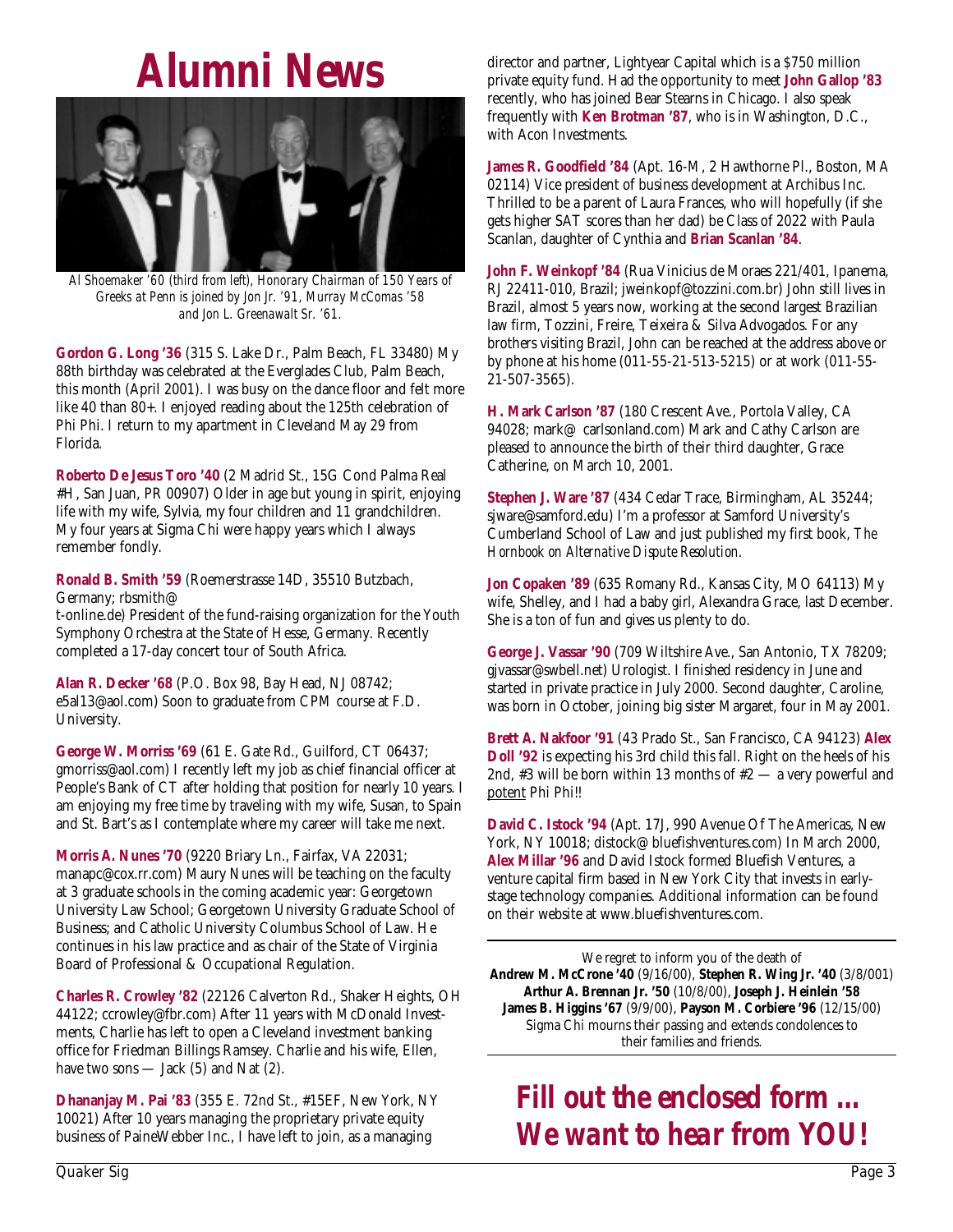# Alumni News

*Al Shoemaker '60 (third from left), Honorary Chairman of 150 Years of Greeks at Penn is joined by Jon Jr. '91, Murray McComas '58 and Jon L. Greenawalt Sr. '61.*

**Gordon G. Long '36** (315 S. Lake Dr., Palm Beach, FL 33480) My 88th birthday was celebrated at the Everglades Club, Palm Beach, this month (April 2001). I was busy on the dance floor and felt more like 40 than 80+. I enjoyed reading about the 125th celebration of Phi Phi. I return to my apartment in Cleveland May 29 from Florida.

**Roberto De Jesus Toro '40** (2 Madrid St., 15G Cond Palma Real #H, San Juan, PR 00907) Older in age but young in spirit, enjoying life with my wife, Sylvia, my four children and 11 grandchildren. My four years at Sigma Chi were happy years which I always remember fondly.

**Ronald B. Smith '59** (Roemerstrasse 14D, 35510 Butzbach, Germany; rbsmith@t-online.de) President of the fund-raising organization for the Youth Symphony Orchestra at the State of Hesse, Germany. Recently completed a 17-day concert tour of South Africa.

**Alan R. Decker '68** (P.O. Box 98, Bay Head, NJ 08742; e5al13@aol.com) Soon to graduate from CPM course at F.D. University.

**George W. Morriss '69** (61 E. Gate Rd., Guilford, CT 06437; gmorriss@aol.com) I recently left my job as chief financial officer at People's Bank of CT after holding that position for nearly 10 years. I am enjoying my free time by traveling with my wife, Susan, to Spain and St. Bart's as I contemplate where my career will take me next.

**Morris A. Nunes '70** (9220 Briary Ln., Fairfax, VA 22031; manapc@cox.rr.com) Maury Nunes will be teaching on the faculty at 3 graduate schools in the coming academic year: Georgetown University Law School; Georgetown University Graduate School of Business; and Catholic University Columbus School of Law. He continues in his law practice and as chair of the State of Virginia Board of Professional & Occupational Regulation.

**Charles R. Crowley '82** (22126 Calverton Rd., Shaker Heights, OH 44122; ccrowley@fbr.com) After 11 years with McDonald Investments, Charlie has left to open a Cleveland investment banking office for Friedman Billings Ramsey. Charlie and his wife, Ellen, have two sons — Jack (5) and Nat (2).

**Dhananjay M. Pai '83** (355 E. 72nd St., #15EF, New York, NY 10021) After 10 years managing the proprietary private equity business of PaineWebber Inc., I have left to join, as a managing director and partner, Lightyear Capital which is a $750 million private equity fund. Had the opportunity to meet **John Gallop '83** recently, who has joined Bear Stearns in Chicago. I also speak frequently with **Ken Brotman '87**, who is in Washington, D.C., with Acon Investments.

**James R. Goodfield '84** (Apt. 16-M, 2 Hawthorne Pl., Boston, MA 02114) Vice president of business development at Archibus Inc. Thrilled to be a parent of Laura Frances, who will hopefully (if she gets higher SAT scores than her dad) be Class of 2022 with Paula Scanlan, daughter of Cynthia and **Brian Scanlan '84**.

**John F. Weinkopf '84** (Rua Vinicius de Moraes 221/401, Ipanema, RJ 22411-010, Brazil; jweinkopf@tozzini.com.br) John still lives in Brazil, almost 5 years now, working at the second largest Brazilian law firm, Tozzini, Freire, Teixeira & Silva Advogados. For any brothers visiting Brazil, John can be reached at the address above or by phone at his home (011-55-21-513-5215) or at work (011-55-21-507-3565).

**H. Mark Carlson '87** (180 Crescent Ave., Portola Valley, CA 94028; mark@ carlsonland.com) Mark and Cathy Carlson are pleased to announce the birth of their third daughter, Grace Catherine, on March 10, 2001.

**Stephen J. Ware '87** (434 Cedar Trace, Birmingham, AL 35244; sjware@samford.edu) I'm a professor at Samford University's Cumberland School of Law and just published my first book, *The Hornbook on Alternative Dispute Resolution*.

**Jon Copaken '89** (635 Romany Rd., Kansas City, MO 64113) My wife, Shelley, and I had a baby girl, Alexandra Grace, last December. She is a ton of fun and gives us plenty to do.

**George J. Vassar '90** (709 Wiltshire Ave., San Antonio, TX 78209; gjvassar@swbell.net) Urologist. I finished residency in June and started in private practice in July 2000. Second daughter, Caroline, was born in October, joining big sister Margaret, four in May 2001.

**Brett A. Nakfoor '91** (43 Prado St., San Francisco, CA 94123) **Alex Doll '92** is expecting his 3rd child this fall. Right on the heels of his 2nd, #3 will be born within 13 months of #2 — a very powerful and potent Phi Phi!!

**David C. Istock '94** (Apt. 17J, 990 Avenue Of The Americas, New York, NY 10018; distock@ bluefishventures.com) In March 2000, **Alex Millar '96** and David Istock formed Bluefish Ventures, a venture capital firm based in New York City that invests in early-stage technology companies. Additional information can be found on their website at www.bluefishventures.com.

---

We regret to inform you of the death of
**Andrew M. McCrone '40** (9/16/00), **Stephen R. Wing Jr. '40** (3/8/001)
**Arthur A. Brennan Jr. '50** (10/8/00), **Joseph J. Heinlein '58**
**James B. Higgins '67** (9/9/00), **Payson M. Corbiere '96** (12/15/00)
Sigma Chi mourns their passing and extends condolences to their families and friends.

---

## *Fill out the enclosed form ... We want to hear from YOU!*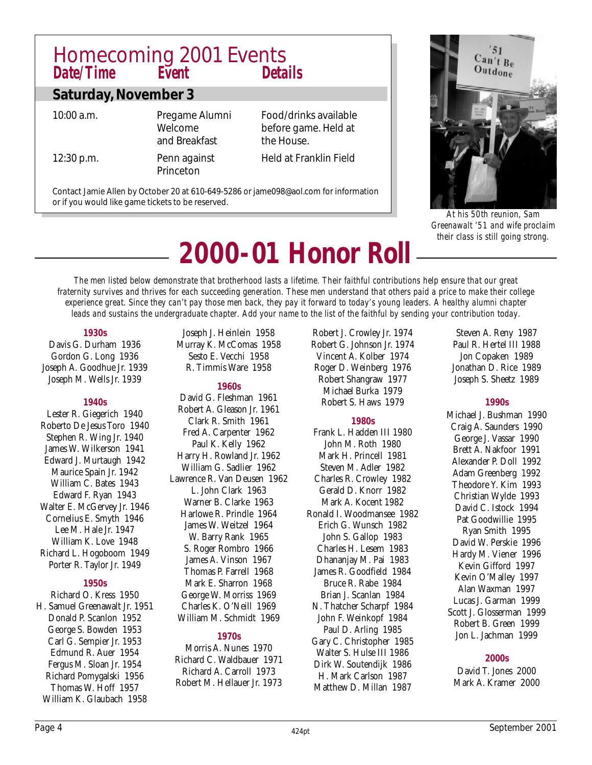# Homecoming 2001 Events

| Date/Time | Event | Details |
|---|---|---|
| **Saturday, November 3** | | |
| 10:00 a.m. | Pregame Alumni Welcome and Breakfast | Food/drinks available before game. Held at the House. |
| 12:30 p.m. | Penn against Princeton | Held at Franklin Field |

Contact Jamie Allen by October 20 at 610-649-5286 or jame098@aol.com for information or if you would like game tickets to be reserved.

*At his 50th reunion, Sam Greenawalt '51 and wife proclaim their class is still going strong.*

# 2000-01 Honor Roll

*The men listed below demonstrate that brotherhood lasts a lifetime. Their faithful contributions help ensure that our great fraternity survives and thrives for each succeeding generation. These men understand that others paid a price to make their college experience great. Since they can't pay those men back, they pay it forward to today's young leaders. A healthy alumni chapter leads and sustains the undergraduate chapter. Add your name to the list of the faithful by sending your contribution today.*

### 1930s
Davis G. Durham 1936
Gordon G. Long 1936
Joseph A. Goodhue Jr. 1939
Joseph M. Wells Jr. 1939

### 1940s
Lester R. Giegerich 1940
Roberto De Jesus Toro 1940
Stephen R. Wing Jr. 1940
James W. Wilkerson 1941
Edward J. Murtaugh 1942
Maurice Spain Jr. 1942
William C. Bates 1943
Edward F. Ryan 1943
Walter E. McGervey Jr. 1946
Cornelius E. Smyth 1946
Lee M. Hale Jr. 1947
William K. Love 1948
Richard L. Hogoboom 1949
Porter R. Taylor Jr. 1949

### 1950s
Richard O. Kress 1950
H. Samuel Greenawalt Jr. 1951
Donald P. Scanlon 1952
George S. Bowden 1953
Carl G. Sempier Jr. 1953
Edmund R. Auer 1954
Fergus M. Sloan Jr. 1954
Richard Pomygalski 1956
Thomas W. Hoff 1957
William K. Glaubach 1958
Joseph J. Heinlein 1958
Murray K. McComas 1958
Sesto E. Vecchi 1958
R. Timmis Ware 1958

### 1960s
David G. Fleshman 1961
Robert A. Gleason Jr. 1961
Clark R. Smith 1961
Fred A. Carpenter 1962
Paul K. Kelly 1962
Harry H. Rowland Jr. 1962
William G. Sadlier 1962
Lawrence R. Van Deusen 1962
L. John Clark 1963
Warner B. Clarke 1963
Harlowe R. Prindle 1964
James W. Weitzel 1964
W. Barry Rank 1965
S. Roger Rombro 1966
James A. Vinson 1967
Thomas P. Farrell 1968
Mark E. Sharron 1968
George W. Morriss 1969
Charles K. O'Neill 1969
William M. Schmidt 1969

### 1970s
Morris A. Nunes 1970
Richard C. Waldbauer 1971
Richard A. Carroll 1973
Robert M. Hellauer Jr. 1973
Robert J. Crowley Jr. 1974
Robert G. Johnson Jr. 1974
Vincent A. Kolber 1974
Roger D. Weinberg 1976
Robert Shangraw 1977
Michael Burka 1979
Robert S. Haws 1979

### 1980s
Frank L. Hadden III 1980
John M. Roth 1980
Mark H. Princell 1981
Steven M. Adler 1982
Charles R. Crowley 1982
Gerald D. Knorr 1982
Mark A. Kocent 1982
Ronald I. Woodmansee 1982
Erich G. Wunsch 1982
John S. Gallop 1983
Charles H. Lesem 1983
Dhananjay M. Pai 1983
James R. Goodfield 1984
Bruce R. Rabe 1984
Brian J. Scanlan 1984
N. Thatcher Scharpf 1984
John F. Weinkopf 1984
Paul D. Arling 1985
Gary C. Christopher 1985
Walter S. Hulse III 1986
Dirk W. Soutendijk 1986
H. Mark Carlson 1987
Matthew D. Millan 1987
Steven A. Reny 1987
Paul R. Hertel III 1988
Jon Copaken 1989
Jonathan D. Rice 1989
Joseph S. Sheetz 1989

### 1990s
Michael J. Bushman 1990
Craig A. Saunders 1990
George J. Vassar 1990
Brett A. Nakfoor 1991
Alexander P. Doll 1992
Adam Greenberg 1992
Theodore Y. Kim 1993
Christian Wylde 1993
David C. Istock 1994
Pat Goodwillie 1995
Ryan Smith 1995
David W. Perskie 1996
Hardy M. Viener 1996
Kevin Gifford 1997
Kevin O'Malley 1997
Alan Waxman 1997
Lucas J. Garman 1999
Scott J. Glosserman 1999
Robert B. Green 1999
Jon L. Jachman 1999

### 2000s
David T. Jones 2000
Mark A. Kramer 2000